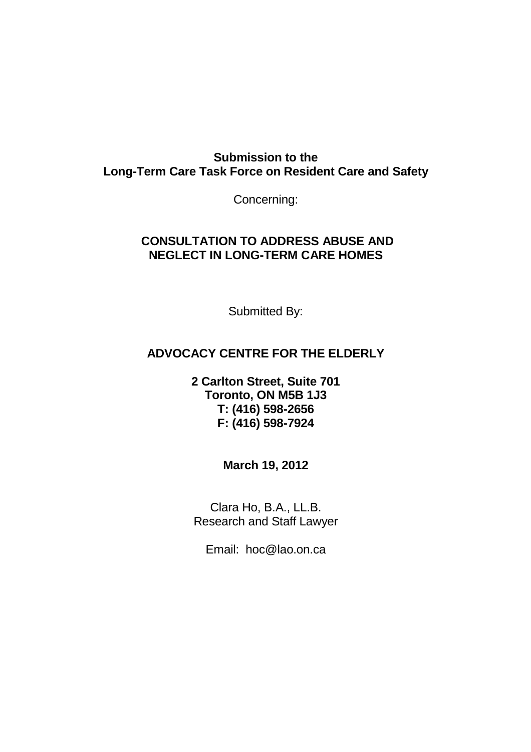**Submission to the**
**Long-Term Care Task Force on Resident Care and Safety**

Concerning:

# CONSULTATION TO ADDRESS ABUSE AND NEGLECT IN LONG-TERM CARE HOMES

Submitted By:

**ADVOCACY CENTRE FOR THE ELDERLY**

**2 Carlton Street, Suite 701**
**Toronto, ON M5B 1J3**
**T: (416) 598-2656**
**F: (416) 598-7924**

**March 19, 2012**

Clara Ho, B.A., LL.B.
Research and Staff Lawyer

Email: hoc@lao.on.ca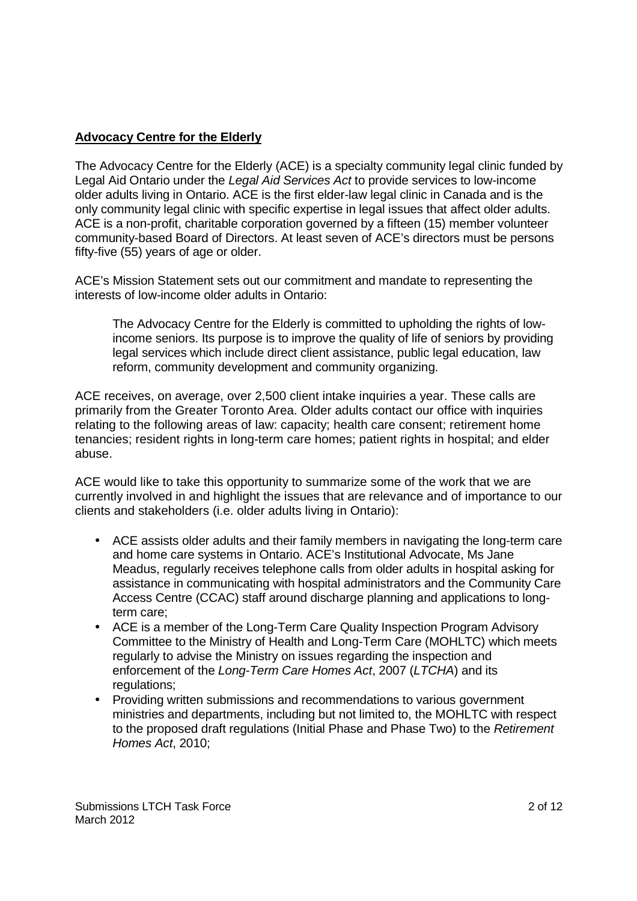**Advocacy Centre for the Elderly**

The Advocacy Centre for the Elderly (ACE) is a specialty community legal clinic funded by Legal Aid Ontario under the *Legal Aid Services Act* to provide services to low-income older adults living in Ontario. ACE is the first elder-law legal clinic in Canada and is the only community legal clinic with specific expertise in legal issues that affect older adults. ACE is a non-profit, charitable corporation governed by a fifteen (15) member volunteer community-based Board of Directors. At least seven of ACE's directors must be persons fifty-five (55) years of age or older.

ACE's Mission Statement sets out our commitment and mandate to representing the interests of low-income older adults in Ontario:

> The Advocacy Centre for the Elderly is committed to upholding the rights of low-income seniors. Its purpose is to improve the quality of life of seniors by providing legal services which include direct client assistance, public legal education, law reform, community development and community organizing.

ACE receives, on average, over 2,500 client intake inquiries a year. These calls are primarily from the Greater Toronto Area. Older adults contact our office with inquiries relating to the following areas of law: capacity; health care consent; retirement home tenancies; resident rights in long-term care homes; patient rights in hospital; and elder abuse.

ACE would like to take this opportunity to summarize some of the work that we are currently involved in and highlight the issues that are relevance and of importance to our clients and stakeholders (i.e. older adults living in Ontario):

- ACE assists older adults and their family members in navigating the long-term care and home care systems in Ontario. ACE's Institutional Advocate, Ms Jane Meadus, regularly receives telephone calls from older adults in hospital asking for assistance in communicating with hospital administrators and the Community Care Access Centre (CCAC) staff around discharge planning and applications to long-term care;
- ACE is a member of the Long-Term Care Quality Inspection Program Advisory Committee to the Ministry of Health and Long-Term Care (MOHLTC) which meets regularly to advise the Ministry on issues regarding the inspection and enforcement of the *Long-Term Care Homes Act*, 2007 (*LTCHA*) and its regulations;
- Providing written submissions and recommendations to various government ministries and departments, including but not limited to, the MOHLTC with respect to the proposed draft regulations (Initial Phase and Phase Two) to the *Retirement Homes Act*, 2010;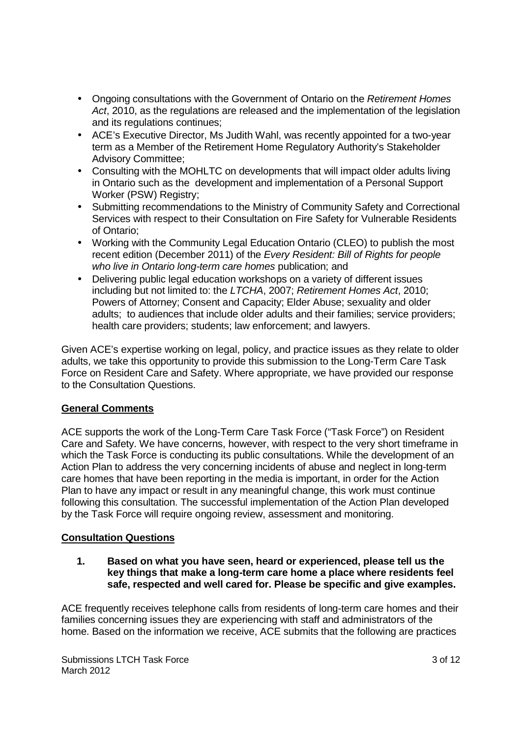- Ongoing consultations with the Government of Ontario on the *Retirement Homes Act*, 2010, as the regulations are released and the implementation of the legislation and its regulations continues;
- ACE's Executive Director, Ms Judith Wahl, was recently appointed for a two-year term as a Member of the Retirement Home Regulatory Authority's Stakeholder Advisory Committee;
- Consulting with the MOHLTC on developments that will impact older adults living in Ontario such as the development and implementation of a Personal Support Worker (PSW) Registry;
- Submitting recommendations to the Ministry of Community Safety and Correctional Services with respect to their Consultation on Fire Safety for Vulnerable Residents of Ontario;
- Working with the Community Legal Education Ontario (CLEO) to publish the most recent edition (December 2011) of the *Every Resident: Bill of Rights for people who live in Ontario long-term care homes* publication; and
- Delivering public legal education workshops on a variety of different issues including but not limited to: the *LTCHA*, 2007; *Retirement Homes Act*, 2010; Powers of Attorney; Consent and Capacity; Elder Abuse; sexuality and older adults; to audiences that include older adults and their families; service providers; health care providers; students; law enforcement; and lawyers.

Given ACE's expertise working on legal, policy, and practice issues as they relate to older adults, we take this opportunity to provide this submission to the Long-Term Care Task Force on Resident Care and Safety. Where appropriate, we have provided our response to the Consultation Questions.

## General Comments

ACE supports the work of the Long-Term Care Task Force ("Task Force") on Resident Care and Safety. We have concerns, however, with respect to the very short timeframe in which the Task Force is conducting its public consultations. While the development of an Action Plan to address the very concerning incidents of abuse and neglect in long-term care homes that have been reporting in the media is important, in order for the Action Plan to have any impact or result in any meaningful change, this work must continue following this consultation. The successful implementation of the Action Plan developed by the Task Force will require ongoing review, assessment and monitoring.

## Consultation Questions

**1. Based on what you have seen, heard or experienced, please tell us the key things that make a long-term care home a place where residents feel safe, respected and well cared for. Please be specific and give examples.**

ACE frequently receives telephone calls from residents of long-term care homes and their families concerning issues they are experiencing with staff and administrators of the home. Based on the information we receive, ACE submits that the following are practices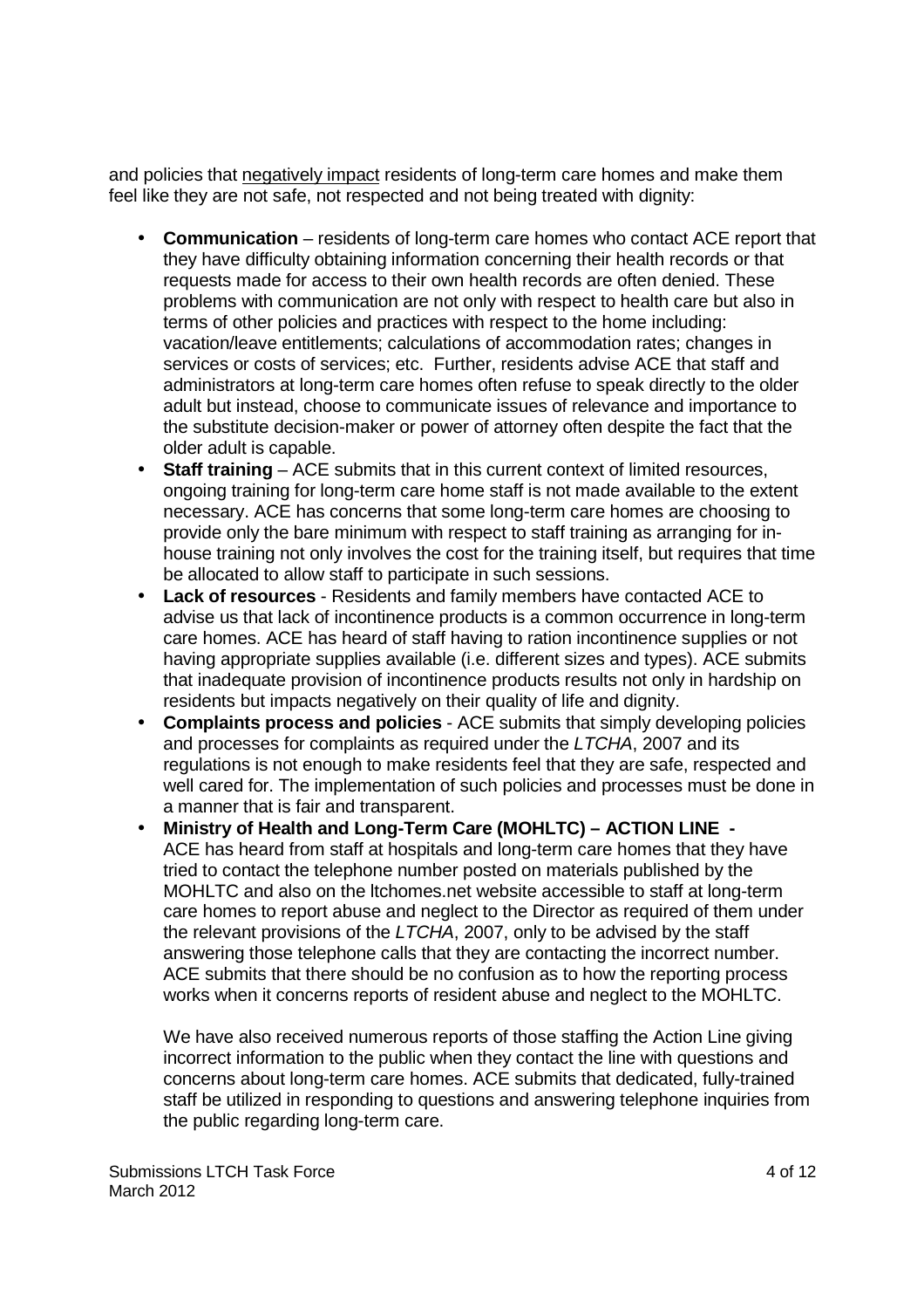and policies that negatively impact residents of long-term care homes and make them feel like they are not safe, not respected and not being treated with dignity:

- **Communication** – residents of long-term care homes who contact ACE report that they have difficulty obtaining information concerning their health records or that requests made for access to their own health records are often denied. These problems with communication are not only with respect to health care but also in terms of other policies and practices with respect to the home including: vacation/leave entitlements; calculations of accommodation rates; changes in services or costs of services; etc. Further, residents advise ACE that staff and administrators at long-term care homes often refuse to speak directly to the older adult but instead, choose to communicate issues of relevance and importance to the substitute decision-maker or power of attorney often despite the fact that the older adult is capable.
- **Staff training** – ACE submits that in this current context of limited resources, ongoing training for long-term care home staff is not made available to the extent necessary. ACE has concerns that some long-term care homes are choosing to provide only the bare minimum with respect to staff training as arranging for in-house training not only involves the cost for the training itself, but requires that time be allocated to allow staff to participate in such sessions.
- **Lack of resources** - Residents and family members have contacted ACE to advise us that lack of incontinence products is a common occurrence in long-term care homes. ACE has heard of staff having to ration incontinence supplies or not having appropriate supplies available (i.e. different sizes and types). ACE submits that inadequate provision of incontinence products results not only in hardship on residents but impacts negatively on their quality of life and dignity.
- **Complaints process and policies** - ACE submits that simply developing policies and processes for complaints as required under the *LTCHA*, 2007 and its regulations is not enough to make residents feel that they are safe, respected and well cared for. The implementation of such policies and processes must be done in a manner that is fair and transparent.
- **Ministry of Health and Long-Term Care (MOHLTC) – ACTION LINE -** ACE has heard from staff at hospitals and long-term care homes that they have tried to contact the telephone number posted on materials published by the MOHLTC and also on the ltchomes.net website accessible to staff at long-term care homes to report abuse and neglect to the Director as required of them under the relevant provisions of the *LTCHA*, 2007, only to be advised by the staff answering those telephone calls that they are contacting the incorrect number. ACE submits that there should be no confusion as to how the reporting process works when it concerns reports of resident abuse and neglect to the MOHLTC.

  We have also received numerous reports of those staffing the Action Line giving incorrect information to the public when they contact the line with questions and concerns about long-term care homes. ACE submits that dedicated, fully-trained staff be utilized in responding to questions and answering telephone inquiries from the public regarding long-term care.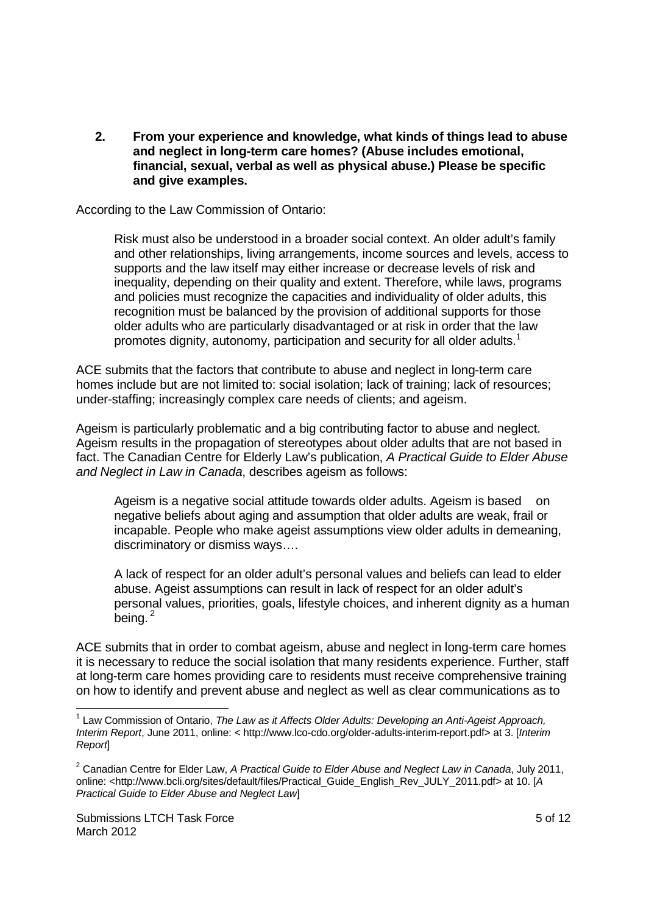**2. From your experience and knowledge, what kinds of things lead to abuse and neglect in long-term care homes? (Abuse includes emotional, financial, sexual, verbal as well as physical abuse.) Please be specific and give examples.**

According to the Law Commission of Ontario:

> Risk must also be understood in a broader social context. An older adult's family and other relationships, living arrangements, income sources and levels, access to supports and the law itself may either increase or decrease levels of risk and inequality, depending on their quality and extent. Therefore, while laws, programs and policies must recognize the capacities and individuality of older adults, this recognition must be balanced by the provision of additional supports for those older adults who are particularly disadvantaged or at risk in order that the law promotes dignity, autonomy, participation and security for all older adults.[1]

ACE submits that the factors that contribute to abuse and neglect in long-term care homes include but are not limited to: social isolation; lack of training; lack of resources; under-staffing; increasingly complex care needs of clients; and ageism.

Ageism is particularly problematic and a big contributing factor to abuse and neglect. Ageism results in the propagation of stereotypes about older adults that are not based in fact. The Canadian Centre for Elderly Law's publication, *A Practical Guide to Elder Abuse and Neglect in Law in Canada*, describes ageism as follows:

> Ageism is a negative social attitude towards older adults. Ageism is based on negative beliefs about aging and assumption that older adults are weak, frail or incapable. People who make ageist assumptions view older adults in demeaning, discriminatory or dismiss ways….
>
> A lack of respect for an older adult's personal values and beliefs can lead to elder abuse. Ageist assumptions can result in lack of respect for an older adult's personal values, priorities, goals, lifestyle choices, and inherent dignity as a human being.[2]

ACE submits that in order to combat ageism, abuse and neglect in long-term care homes it is necessary to reduce the social isolation that many residents experience. Further, staff at long-term care homes providing care to residents must receive comprehensive training on how to identify and prevent abuse and neglect as well as clear communications as to

---

[1] Law Commission of Ontario, *The Law as it Affects Older Adults: Developing an Anti-Ageist Approach, Interim Report*, June 2011, online: < http://www.lco-cdo.org/older-adults-interim-report.pdf> at 3. [*Interim Report*]

[2] Canadian Centre for Elder Law, *A Practical Guide to Elder Abuse and Neglect Law in Canada*, July 2011, online: <http://www.bcli.org/sites/default/files/Practical_Guide_English_Rev_JULY_2011.pdf> at 10. [*A Practical Guide to Elder Abuse and Neglect Law*]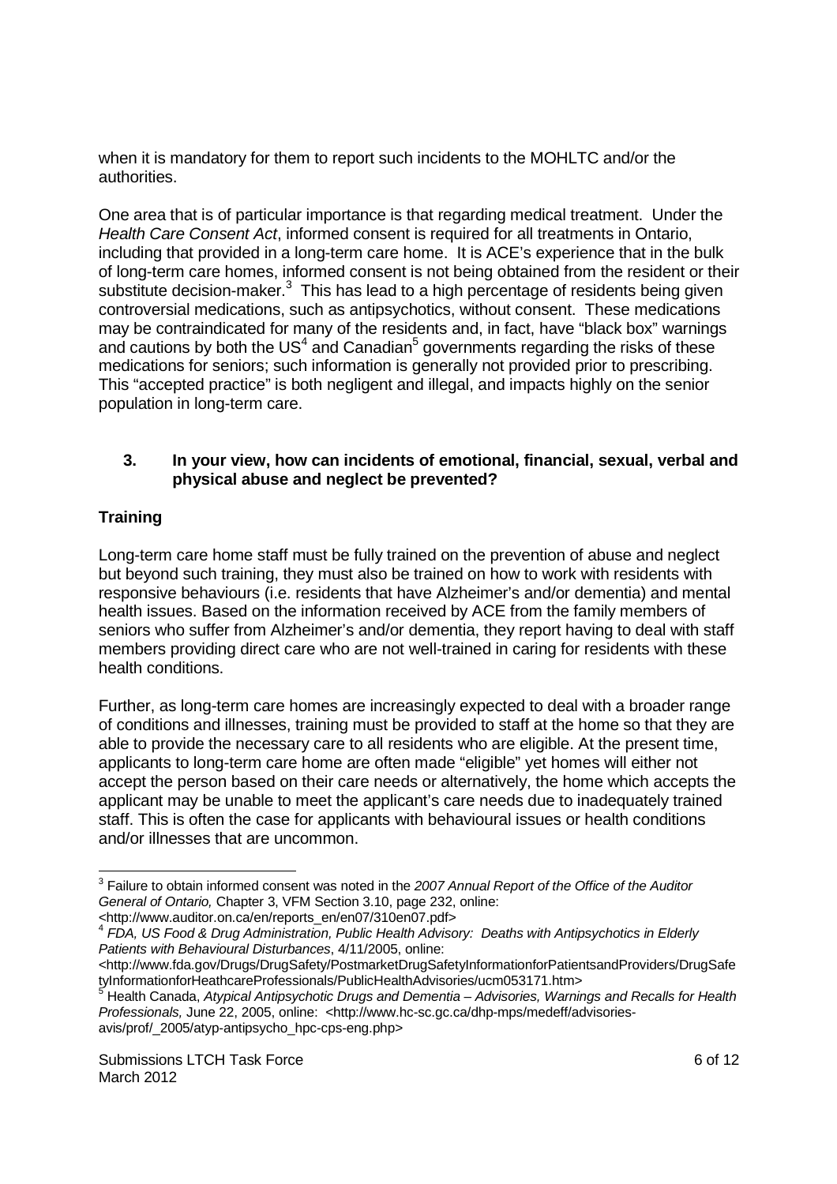when it is mandatory for them to report such incidents to the MOHLTC and/or the authorities.

One area that is of particular importance is that regarding medical treatment. Under the *Health Care Consent Act*, informed consent is required for all treatments in Ontario, including that provided in a long-term care home. It is ACE's experience that in the bulk of long-term care homes, informed consent is not being obtained from the resident or their substitute decision-maker.[3] This has lead to a high percentage of residents being given controversial medications, such as antipsychotics, without consent. These medications may be contraindicated for many of the residents and, in fact, have "black box" warnings and cautions by both the US[4] and Canadian[5] governments regarding the risks of these medications for seniors; such information is generally not provided prior to prescribing. This "accepted practice" is both negligent and illegal, and impacts highly on the senior population in long-term care.

### 3. In your view, how can incidents of emotional, financial, sexual, verbal and physical abuse and neglect be prevented?

**Training**

Long-term care home staff must be fully trained on the prevention of abuse and neglect but beyond such training, they must also be trained on how to work with residents with responsive behaviours (i.e. residents that have Alzheimer's and/or dementia) and mental health issues. Based on the information received by ACE from the family members of seniors who suffer from Alzheimer's and/or dementia, they report having to deal with staff members providing direct care who are not well-trained in caring for residents with these health conditions.

Further, as long-term care homes are increasingly expected to deal with a broader range of conditions and illnesses, training must be provided to staff at the home so that they are able to provide the necessary care to all residents who are eligible. At the present time, applicants to long-term care home are often made "eligible" yet homes will either not accept the person based on their care needs or alternatively, the home which accepts the applicant may be unable to meet the applicant's care needs due to inadequately trained staff. This is often the case for applicants with behavioural issues or health conditions and/or illnesses that are uncommon.

---

[3] Failure to obtain informed consent was noted in the *2007 Annual Report of the Office of the Auditor General of Ontario,* Chapter 3, VFM Section 3.10, page 232, online: <http://www.auditor.on.ca/en/reports_en/en07/310en07.pdf>

[4] *FDA, US Food & Drug Administration, Public Health Advisory: Deaths with Antipsychotics in Elderly Patients with Behavioural Disturbances*, 4/11/2005, online: <http://www.fda.gov/Drugs/DrugSafety/PostmarketDrugSafetyInformationforPatientsandProviders/DrugSafetyInformationforHeathcareProfessionals/PublicHealthAdvisories/ucm053171.htm>

[5] Health Canada, *Atypical Antipsychotic Drugs and Dementia – Advisories, Warnings and Recalls for Health Professionals,* June 22, 2005, online: <http://www.hc-sc.gc.ca/dhp-mps/medeff/advisories-avis/prof/_2005/atyp-antipsycho_hpc-cps-eng.php>

Submissions LTCH Task Force
March 2012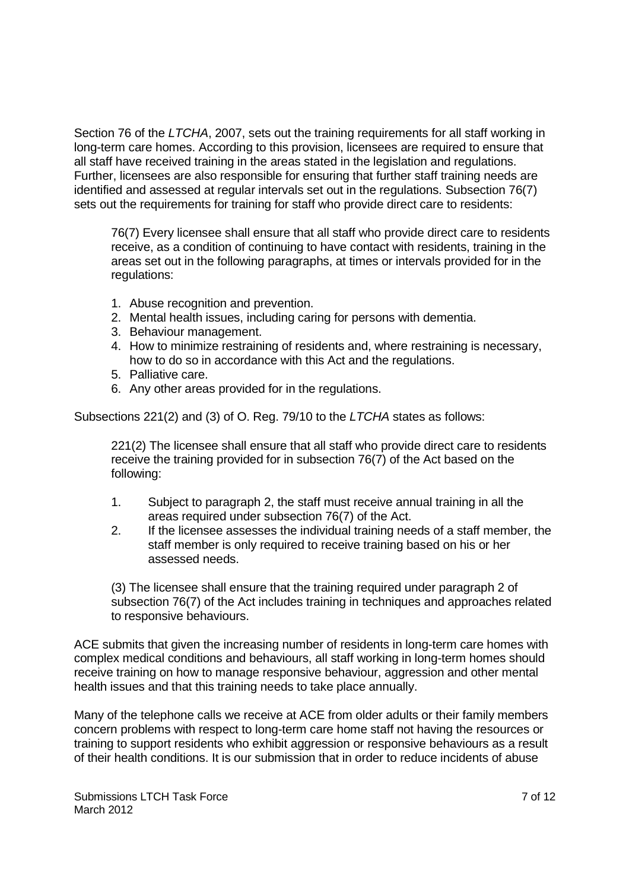Section 76 of the *LTCHA*, 2007, sets out the training requirements for all staff working in long-term care homes. According to this provision, licensees are required to ensure that all staff have received training in the areas stated in the legislation and regulations. Further, licensees are also responsible for ensuring that further staff training needs are identified and assessed at regular intervals set out in the regulations. Subsection 76(7) sets out the requirements for training for staff who provide direct care to residents:

> 76(7) Every licensee shall ensure that all staff who provide direct care to residents receive, as a condition of continuing to have contact with residents, training in the areas set out in the following paragraphs, at times or intervals provided for in the regulations:
>
> 1. Abuse recognition and prevention.
> 2. Mental health issues, including caring for persons with dementia.
> 3. Behaviour management.
> 4. How to minimize restraining of residents and, where restraining is necessary, how to do so in accordance with this Act and the regulations.
> 5. Palliative care.
> 6. Any other areas provided for in the regulations.

Subsections 221(2) and (3) of O. Reg. 79/10 to the *LTCHA* states as follows:

> 221(2) The licensee shall ensure that all staff who provide direct care to residents receive the training provided for in subsection 76(7) of the Act based on the following:
>
> 1. Subject to paragraph 2, the staff must receive annual training in all the areas required under subsection 76(7) of the Act.
> 2. If the licensee assesses the individual training needs of a staff member, the staff member is only required to receive training based on his or her assessed needs.
>
> (3) The licensee shall ensure that the training required under paragraph 2 of subsection 76(7) of the Act includes training in techniques and approaches related to responsive behaviours.

ACE submits that given the increasing number of residents in long-term care homes with complex medical conditions and behaviours, all staff working in long-term homes should receive training on how to manage responsive behaviour, aggression and other mental health issues and that this training needs to take place annually.

Many of the telephone calls we receive at ACE from older adults or their family members concern problems with respect to long-term care home staff not having the resources or training to support residents who exhibit aggression or responsive behaviours as a result of their health conditions. It is our submission that in order to reduce incidents of abuse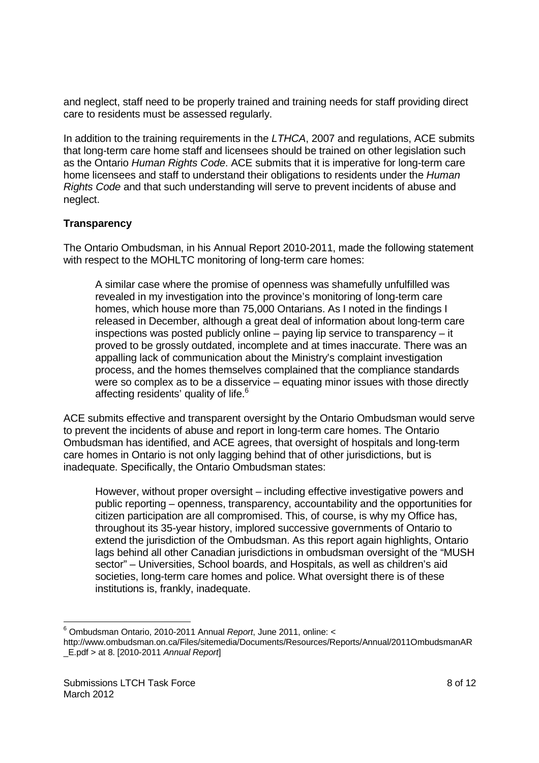and neglect, staff need to be properly trained and training needs for staff providing direct care to residents must be assessed regularly.

In addition to the training requirements in the *LTHCA*, 2007 and regulations, ACE submits that long-term care home staff and licensees should be trained on other legislation such as the Ontario *Human Rights Code*. ACE submits that it is imperative for long-term care home licensees and staff to understand their obligations to residents under the *Human Rights Code* and that such understanding will serve to prevent incidents of abuse and neglect.

**Transparency**

The Ontario Ombudsman, in his Annual Report 2010-2011, made the following statement with respect to the MOHLTC monitoring of long-term care homes:

> A similar case where the promise of openness was shamefully unfulfilled was revealed in my investigation into the province's monitoring of long-term care homes, which house more than 75,000 Ontarians. As I noted in the findings I released in December, although a great deal of information about long-term care inspections was posted publicly online – paying lip service to transparency – it proved to be grossly outdated, incomplete and at times inaccurate. There was an appalling lack of communication about the Ministry's complaint investigation process, and the homes themselves complained that the compliance standards were so complex as to be a disservice – equating minor issues with those directly affecting residents' quality of life.[6]

ACE submits effective and transparent oversight by the Ontario Ombudsman would serve to prevent the incidents of abuse and report in long-term care homes. The Ontario Ombudsman has identified, and ACE agrees, that oversight of hospitals and long-term care homes in Ontario is not only lagging behind that of other jurisdictions, but is inadequate. Specifically, the Ontario Ombudsman states:

> However, without proper oversight – including effective investigative powers and public reporting – openness, transparency, accountability and the opportunities for citizen participation are all compromised. This, of course, is why my Office has, throughout its 35-year history, implored successive governments of Ontario to extend the jurisdiction of the Ombudsman. As this report again highlights, Ontario lags behind all other Canadian jurisdictions in ombudsman oversight of the "MUSH sector" – Universities, School boards, and Hospitals, as well as children's aid societies, long-term care homes and police. What oversight there is of these institutions is, frankly, inadequate.

---

[6] Ombudsman Ontario, 2010-2011 Annual *Report*, June 2011, online: < http://www.ombudsman.on.ca/Files/sitemedia/Documents/Resources/Reports/Annual/2011OmbudsmanAR_E.pdf > at 8. [2010-2011 *Annual Report*]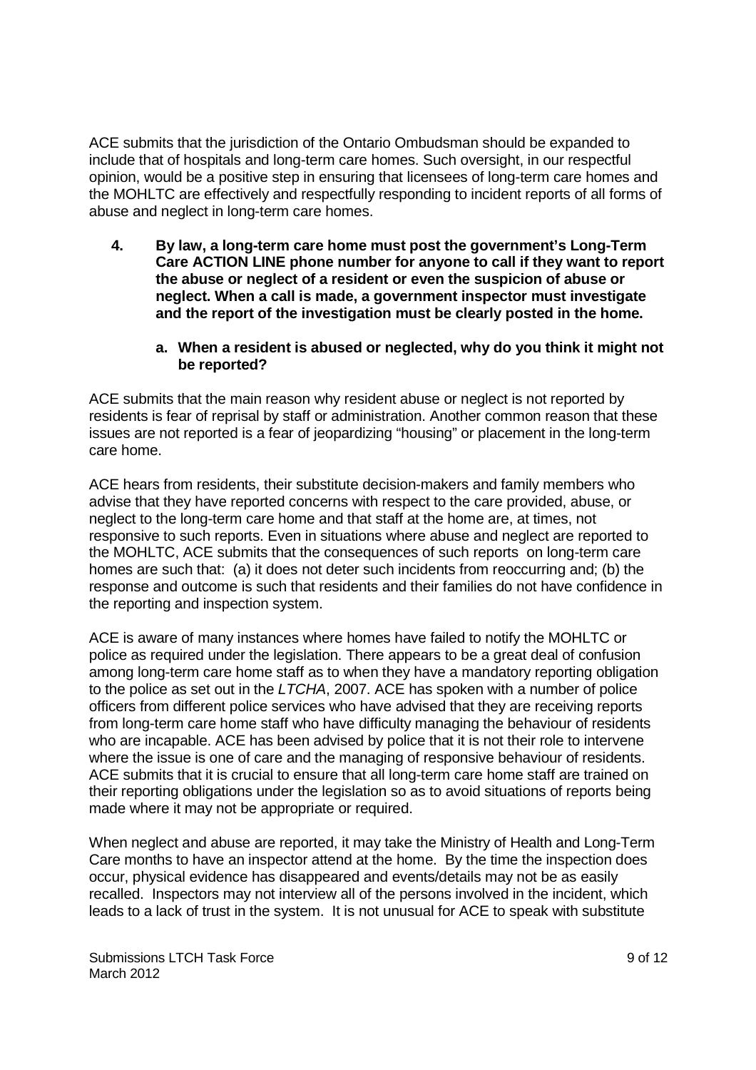ACE submits that the jurisdiction of the Ontario Ombudsman should be expanded to include that of hospitals and long-term care homes. Such oversight, in our respectful opinion, would be a positive step in ensuring that licensees of long-term care homes and the MOHLTC are effectively and respectfully responding to incident reports of all forms of abuse and neglect in long-term care homes.

**4. By law, a long-term care home must post the government's Long-Term Care ACTION LINE phone number for anyone to call if they want to report the abuse or neglect of a resident or even the suspicion of abuse or neglect. When a call is made, a government inspector must investigate and the report of the investigation must be clearly posted in the home.**

**a. When a resident is abused or neglected, why do you think it might not be reported?**

ACE submits that the main reason why resident abuse or neglect is not reported by residents is fear of reprisal by staff or administration. Another common reason that these issues are not reported is a fear of jeopardizing "housing" or placement in the long-term care home.

ACE hears from residents, their substitute decision-makers and family members who advise that they have reported concerns with respect to the care provided, abuse, or neglect to the long-term care home and that staff at the home are, at times, not responsive to such reports. Even in situations where abuse and neglect are reported to the MOHLTC, ACE submits that the consequences of such reports on long-term care homes are such that: (a) it does not deter such incidents from reoccurring and; (b) the response and outcome is such that residents and their families do not have confidence in the reporting and inspection system.

ACE is aware of many instances where homes have failed to notify the MOHLTC or police as required under the legislation. There appears to be a great deal of confusion among long-term care home staff as to when they have a mandatory reporting obligation to the police as set out in the *LTCHA*, 2007. ACE has spoken with a number of police officers from different police services who have advised that they are receiving reports from long-term care home staff who have difficulty managing the behaviour of residents who are incapable. ACE has been advised by police that it is not their role to intervene where the issue is one of care and the managing of responsive behaviour of residents. ACE submits that it is crucial to ensure that all long-term care home staff are trained on their reporting obligations under the legislation so as to avoid situations of reports being made where it may not be appropriate or required.

When neglect and abuse are reported, it may take the Ministry of Health and Long-Term Care months to have an inspector attend at the home. By the time the inspection does occur, physical evidence has disappeared and events/details may not be as easily recalled. Inspectors may not interview all of the persons involved in the incident, which leads to a lack of trust in the system. It is not unusual for ACE to speak with substitute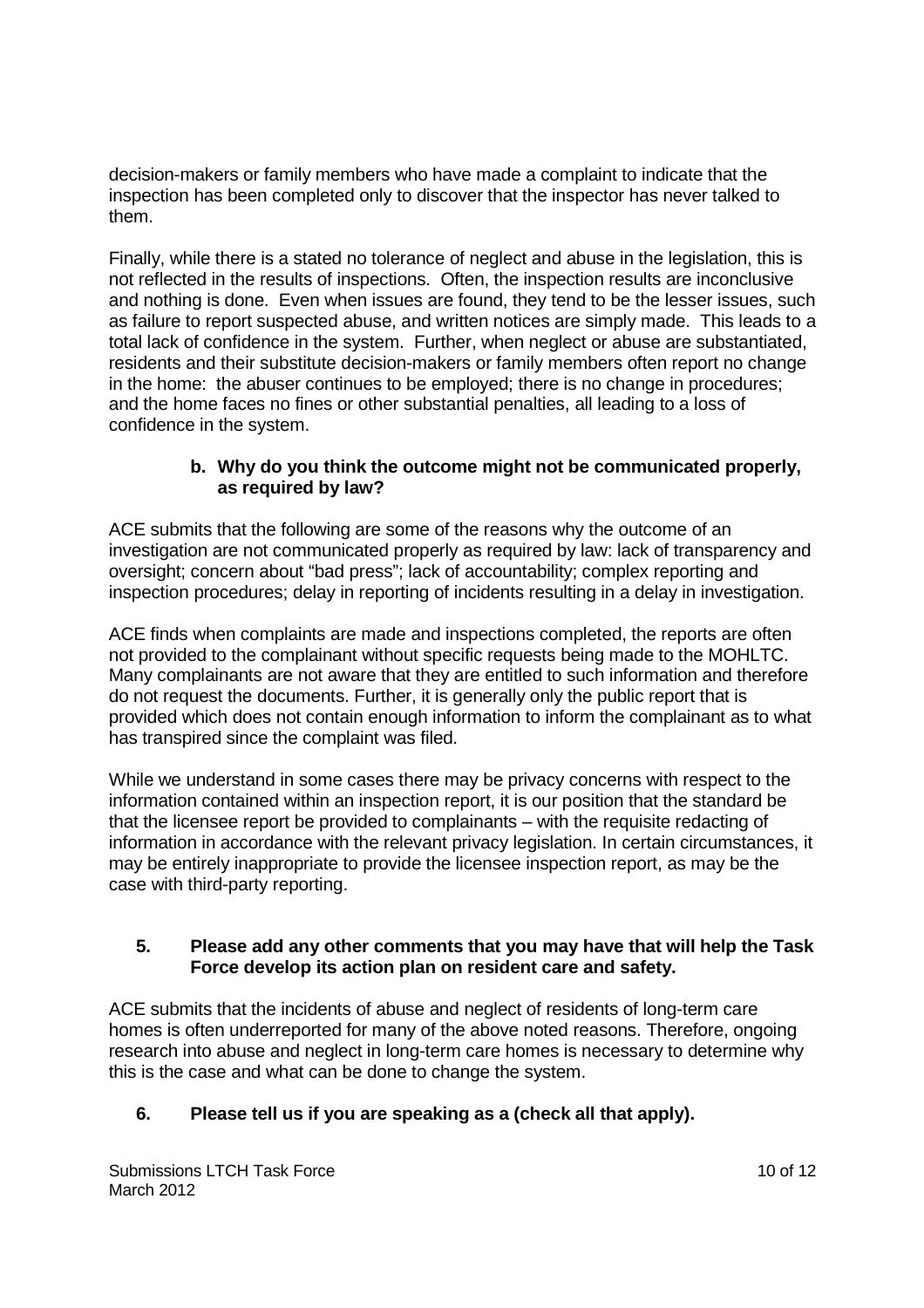decision-makers or family members who have made a complaint to indicate that the inspection has been completed only to discover that the inspector has never talked to them.

Finally, while there is a stated no tolerance of neglect and abuse in the legislation, this is not reflected in the results of inspections. Often, the inspection results are inconclusive and nothing is done. Even when issues are found, they tend to be the lesser issues, such as failure to report suspected abuse, and written notices are simply made. This leads to a total lack of confidence in the system. Further, when neglect or abuse are substantiated, residents and their substitute decision-makers or family members often report no change in the home: the abuser continues to be employed; there is no change in procedures; and the home faces no fines or other substantial penalties, all leading to a loss of confidence in the system.

**b. Why do you think the outcome might not be communicated properly, as required by law?**

ACE submits that the following are some of the reasons why the outcome of an investigation are not communicated properly as required by law: lack of transparency and oversight; concern about "bad press"; lack of accountability; complex reporting and inspection procedures; delay in reporting of incidents resulting in a delay in investigation.

ACE finds when complaints are made and inspections completed, the reports are often not provided to the complainant without specific requests being made to the MOHLTC. Many complainants are not aware that they are entitled to such information and therefore do not request the documents. Further, it is generally only the public report that is provided which does not contain enough information to inform the complainant as to what has transpired since the complaint was filed.

While we understand in some cases there may be privacy concerns with respect to the information contained within an inspection report, it is our position that the standard be that the licensee report be provided to complainants – with the requisite redacting of information in accordance with the relevant privacy legislation. In certain circumstances, it may be entirely inappropriate to provide the licensee inspection report, as may be the case with third-party reporting.

**5. Please add any other comments that you may have that will help the Task Force develop its action plan on resident care and safety.**

ACE submits that the incidents of abuse and neglect of residents of long-term care homes is often underreported for many of the above noted reasons. Therefore, ongoing research into abuse and neglect in long-term care homes is necessary to determine why this is the case and what can be done to change the system.

**6. Please tell us if you are speaking as a (check all that apply).**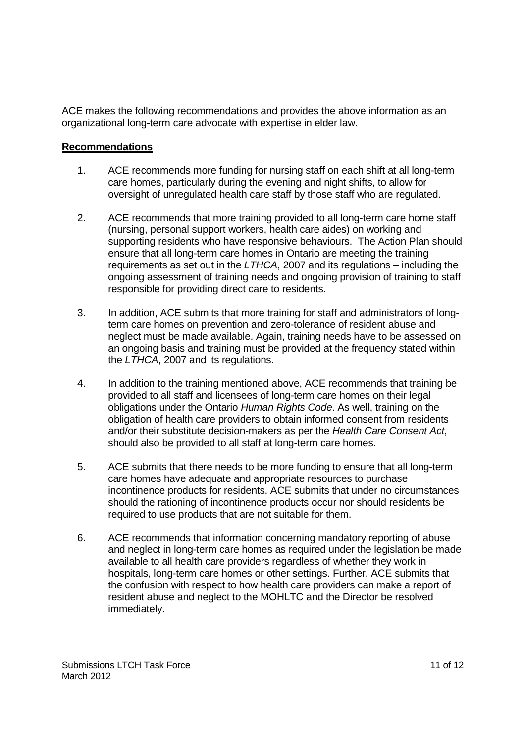ACE makes the following recommendations and provides the above information as an organizational long-term care advocate with expertise in elder law.

**Recommendations**

1. ACE recommends more funding for nursing staff on each shift at all long-term care homes, particularly during the evening and night shifts, to allow for oversight of unregulated health care staff by those staff who are regulated.

2. ACE recommends that more training provided to all long-term care home staff (nursing, personal support workers, health care aides) on working and supporting residents who have responsive behaviours. The Action Plan should ensure that all long-term care homes in Ontario are meeting the training requirements as set out in the *LTHCA*, 2007 and its regulations – including the ongoing assessment of training needs and ongoing provision of training to staff responsible for providing direct care to residents.

3. In addition, ACE submits that more training for staff and administrators of long-term care homes on prevention and zero-tolerance of resident abuse and neglect must be made available. Again, training needs have to be assessed on an ongoing basis and training must be provided at the frequency stated within the *LTHCA*, 2007 and its regulations.

4. In addition to the training mentioned above, ACE recommends that training be provided to all staff and licensees of long-term care homes on their legal obligations under the Ontario *Human Rights Code*. As well, training on the obligation of health care providers to obtain informed consent from residents and/or their substitute decision-makers as per the *Health Care Consent Act*, should also be provided to all staff at long-term care homes.

5. ACE submits that there needs to be more funding to ensure that all long-term care homes have adequate and appropriate resources to purchase incontinence products for residents. ACE submits that under no circumstances should the rationing of incontinence products occur nor should residents be required to use products that are not suitable for them.

6. ACE recommends that information concerning mandatory reporting of abuse and neglect in long-term care homes as required under the legislation be made available to all health care providers regardless of whether they work in hospitals, long-term care homes or other settings. Further, ACE submits that the confusion with respect to how health care providers can make a report of resident abuse and neglect to the MOHLTC and the Director be resolved immediately.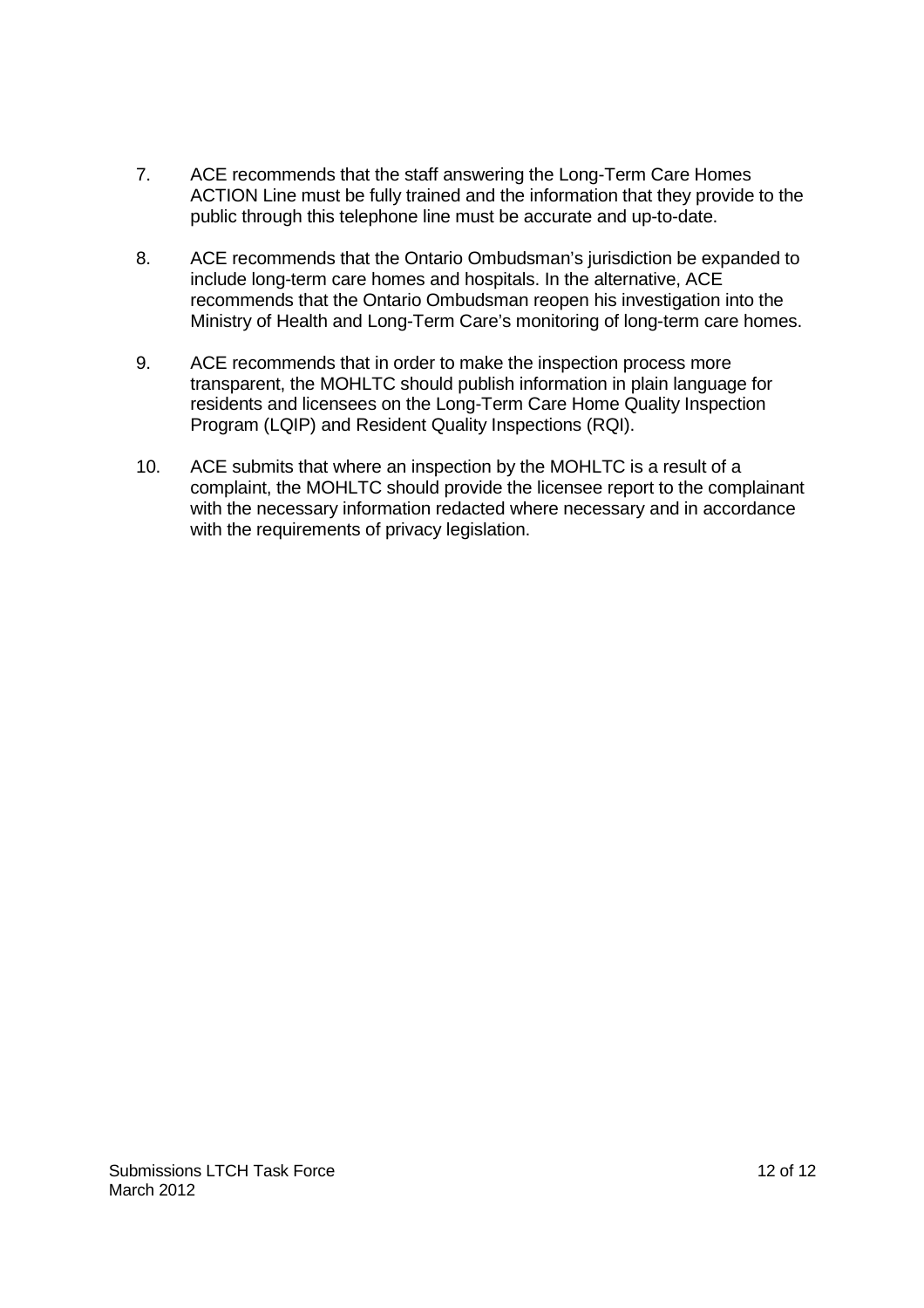7. ACE recommends that the staff answering the Long-Term Care Homes ACTION Line must be fully trained and the information that they provide to the public through this telephone line must be accurate and up-to-date.

8. ACE recommends that the Ontario Ombudsman's jurisdiction be expanded to include long-term care homes and hospitals. In the alternative, ACE recommends that the Ontario Ombudsman reopen his investigation into the Ministry of Health and Long-Term Care's monitoring of long-term care homes.

9. ACE recommends that in order to make the inspection process more transparent, the MOHLTC should publish information in plain language for residents and licensees on the Long-Term Care Home Quality Inspection Program (LQIP) and Resident Quality Inspections (RQI).

10. ACE submits that where an inspection by the MOHLTC is a result of a complaint, the MOHLTC should provide the licensee report to the complainant with the necessary information redacted where necessary and in accordance with the requirements of privacy legislation.